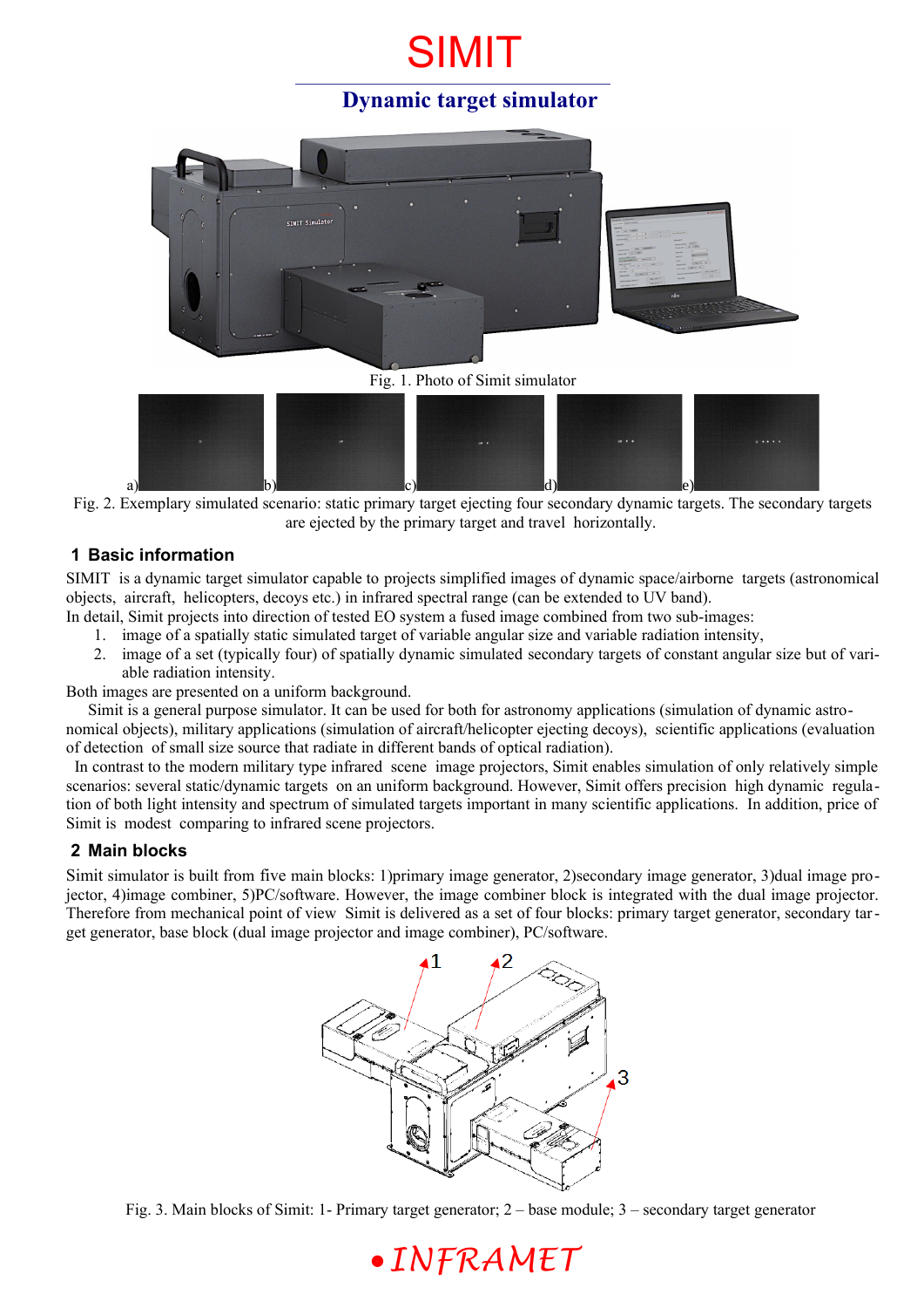# SIMIT

## Dynamic target simulator

Fig. 1. Photo of Simit simulator

a) b) c) d) e)

Fig. 2. Exemplary simulated scenario: static primary target ejecting four secondary dynamic targets. The secondary targets are ejected by the primary target and travel horizontally.

### 1 Basic information

SIMIT is a dynamic target simulator capable to projects simplified images of dynamic space/airborne targets (astronomical objects, aircraft, helicopters, decoys etc.) in infrared spectral range (can be extended to UV band).

In detail, Simit projects into direction of tested EO system a fused image combined from two sub-images:

1. image of a spatially static simulated target of variable angular size and variable radiation intensity,
2. image of a set (typically four) of spatially dynamic simulated secondary targets of constant angular size but of variable radiation intensity.

Both images are presented on a uniform background.

Simit is a general purpose simulator. It can be used for both for astronomy applications (simulation of dynamic astronomical objects), military applications (simulation of aircraft/helicopter ejecting decoys), scientific applications (evaluation of detection of small size source that radiate in different bands of optical radiation).

In contrast to the modern military type infrared scene image projectors, Simit enables simulation of only relatively simple scenarios: several static/dynamic targets on an uniform background. However, Simit offers precision high dynamic regulation of both light intensity and spectrum of simulated targets important in many scientific applications. In addition, price of Simit is modest comparing to infrared scene projectors.

### 2 Main blocks

Simit simulator is built from five main blocks: 1)primary image generator, 2)secondary image generator, 3)dual image projector, 4)image combiner, 5)PC/software. However, the image combiner block is integrated with the dual image projector. Therefore from mechanical point of view Simit is delivered as a set of four blocks: primary target generator, secondary target generator, base block (dual image projector and image combiner), PC/software.

Fig. 3. Main blocks of Simit: 1- Primary target generator; 2 – base module; 3 – secondary target generator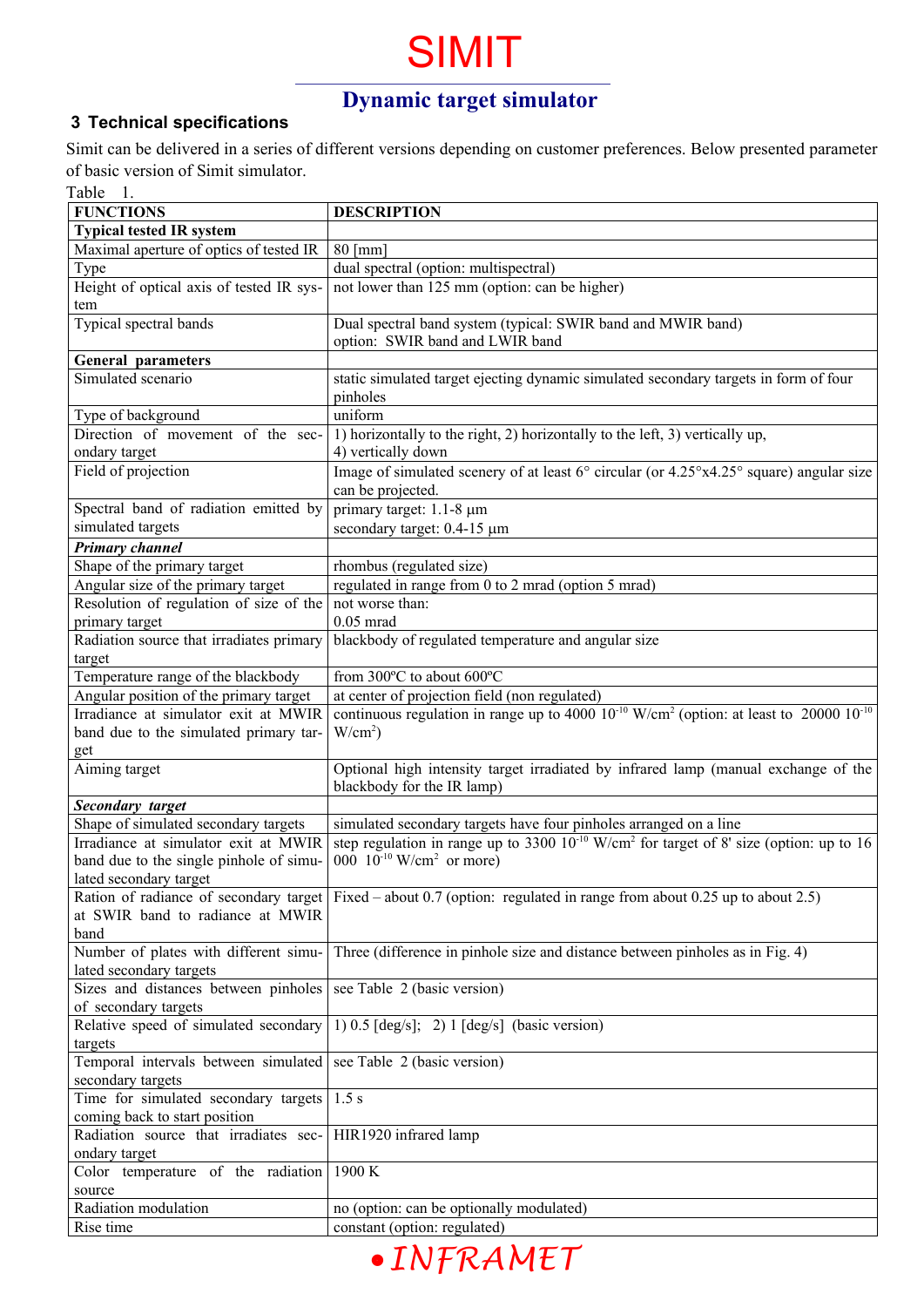## 3 Technical specifications

Simit can be delivered in a series of different versions depending on customer preferences. Below presented parameter of basic version of Simit simulator.

Table 1.

| FUNCTIONS | DESCRIPTION |
|---|---|
| **Typical tested IR system** | |
| Maximal aperture of optics of tested IR | 80 [mm] |
| Type | dual spectral (option: multispectral) |
| Height of optical axis of tested IR system | not lower than 125 mm (option: can be higher) |
| Typical spectral bands | Dual spectral band system (typical: SWIR band and MWIR band) option: SWIR band and LWIR band |
| **General parameters** | |
| Simulated scenario | static simulated target ejecting dynamic simulated secondary targets in form of four pinholes |
| Type of background | uniform |
| Direction of movement of the secondary target | 1) horizontally to the right, 2) horizontally to the left, 3) vertically up, 4) vertically down |
| Field of projection | Image of simulated scenery of at least 6° circular (or 4.25°x4.25° square) angular size can be projected. |
| Spectral band of radiation emitted by simulated targets | primary target: 1.1-8 μm<br>secondary target: 0.4-15 μm |
| ***Primary channel*** | |
| Shape of the primary target | rhombus (regulated size) |
| Angular size of the primary target | regulated in range from 0 to 2 mrad (option 5 mrad) |
| Resolution of regulation of size of the primary target | not worse than:<br>0.05 mrad |
| Radiation source that irradiates primary target | blackbody of regulated temperature and angular size |
| Temperature range of the blackbody | from 300ºC to about 600ºC |
| Angular position of the primary target | at center of projection field (non regulated) |
| Irradiance at simulator exit at MWIR band due to the simulated primary target | continuous regulation in range up to 4000 $10^{-10}$ W/cm$^2$ (option: at least to 20000 $10^{-10}$ W/cm$^2$) |
| Aiming target | Optional high intensity target irradiated by infrared lamp (manual exchange of the blackbody for the IR lamp) |
| ***Secondary target*** | |
| Shape of simulated secondary targets | simulated secondary targets have four pinholes arranged on a line |
| Irradiance at simulator exit at MWIR band due to the single pinhole of simulated secondary target | step regulation in range up to 3300 $10^{-10}$ W/cm$^2$ for target of 8' size (option: up to 16 000 $10^{-10}$ W/cm$^2$ or more) |
| Ration of radiance of secondary target at SWIR band to radiance at MWIR band | Fixed – about 0.7 (option: regulated in range from about 0.25 up to about 2.5) |
| Number of plates with different simulated secondary targets | Three (difference in pinhole size and distance between pinholes as in Fig. 4) |
| Sizes and distances between pinholes of secondary targets | see Table 2 (basic version) |
| Relative speed of simulated secondary targets | 1) 0.5 [deg/s]; 2) 1 [deg/s] (basic version) |
| Temporal intervals between simulated secondary targets | see Table 2 (basic version) |
| Time for simulated secondary targets coming back to start position | 1.5 s |
| Radiation source that irradiates secondary target | HIR1920 infrared lamp |
| Color temperature of the radiation source | 1900 K |
| Radiation modulation | no (option: can be optionally modulated) |
| Rise time | constant (option: regulated) |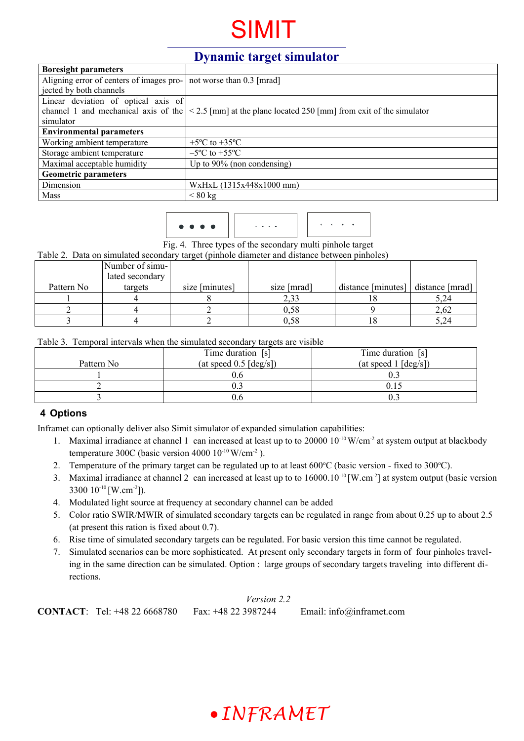# SIMIT

## Dynamic target simulator

| | |
|---|---|
| **Boresight parameters** | |
| Aligning error of centers of images projected by both channels | not worse than 0.3 [mrad] |
| Linear deviation of optical axis of channel 1 and mechanical axis of the simulator | < 2.5 [mm] at the plane located 250 [mm] from exit of the simulator |
| **Environmental parameters** | |
| Working ambient temperature | +5ºC to +35ºC |
| Storage ambient temperature | –5ºC to +55ºC |
| Maximal acceptable humidity | Up to 90% (non condensing) |
| **Geometric parameters** | |
| Dimension | WxHxL (1315x448x1000 mm) |
| Mass | < 80 kg |

Fig. 4. Three types of the secondary multi pinhole target

Table 2. Data on simulated secondary target (pinhole diameter and distance between pinholes)

| Pattern No | Number of simulated secondary targets | size [minutes] | size [mrad] | distance [minutes] | distance [mrad] |
|---|---|---|---|---|---|
| 1 | 4 | 8 | 2,33 | 18 | 5,24 |
| 2 | 4 | 2 | 0,58 | 9 | 2,62 |
| 3 | 4 | 2 | 0,58 | 18 | 5,24 |

Table 3. Temporal intervals when the simulated secondary targets are visible

| Pattern No | Time duration [s] (at speed 0.5 [deg/s]) | Time duration [s] (at speed 1 [deg/s]) |
|---|---|---|
| 1 | 0.6 | 0.3 |
| 2 | 0.3 | 0.15 |
| 3 | 0.6 | 0.3 |

## 4 Options

Inframet can optionally deliver also Simit simulator of expanded simulation capabilities:

1. Maximal irradiance at channel 1 can increased at least up to to 20000 $10^{-10}$ W/cm$^{-2}$ at system output at blackbody temperature 300C (basic version 4000 $10^{-10}$ W/cm$^{-2}$ ).
2. Temperature of the primary target can be regulated up to at least 600$^{o}$C (basic version - fixed to 300$^{o}$C).
3. Maximal irradiance at channel 2 can increased at least up to to 16000.$10^{-10}$ [W.cm$^{-2}$] at system output (basic version 3300 $10^{-10}$ [W.cm$^{-2}$]).
4. Modulated light source at frequency at secondary channel can be added
5. Color ratio SWIR/MWIR of simulated secondary targets can be regulated in range from about 0.25 up to about 2.5 (at present this ration is fixed about 0.7).
6. Rise time of simulated secondary targets can be regulated. For basic version this time cannot be regulated.
7. Simulated scenarios can be more sophisticated. At present only secondary targets in form of four pinholes traveling in the same direction can be simulated. Option : large groups of secondary targets traveling into different directions.

*Version 2.2*

**CONTACT**: Tel: +48 22 6668780 Fax: +48 22 3987244 Email: info@inframet.com

INFRAMET